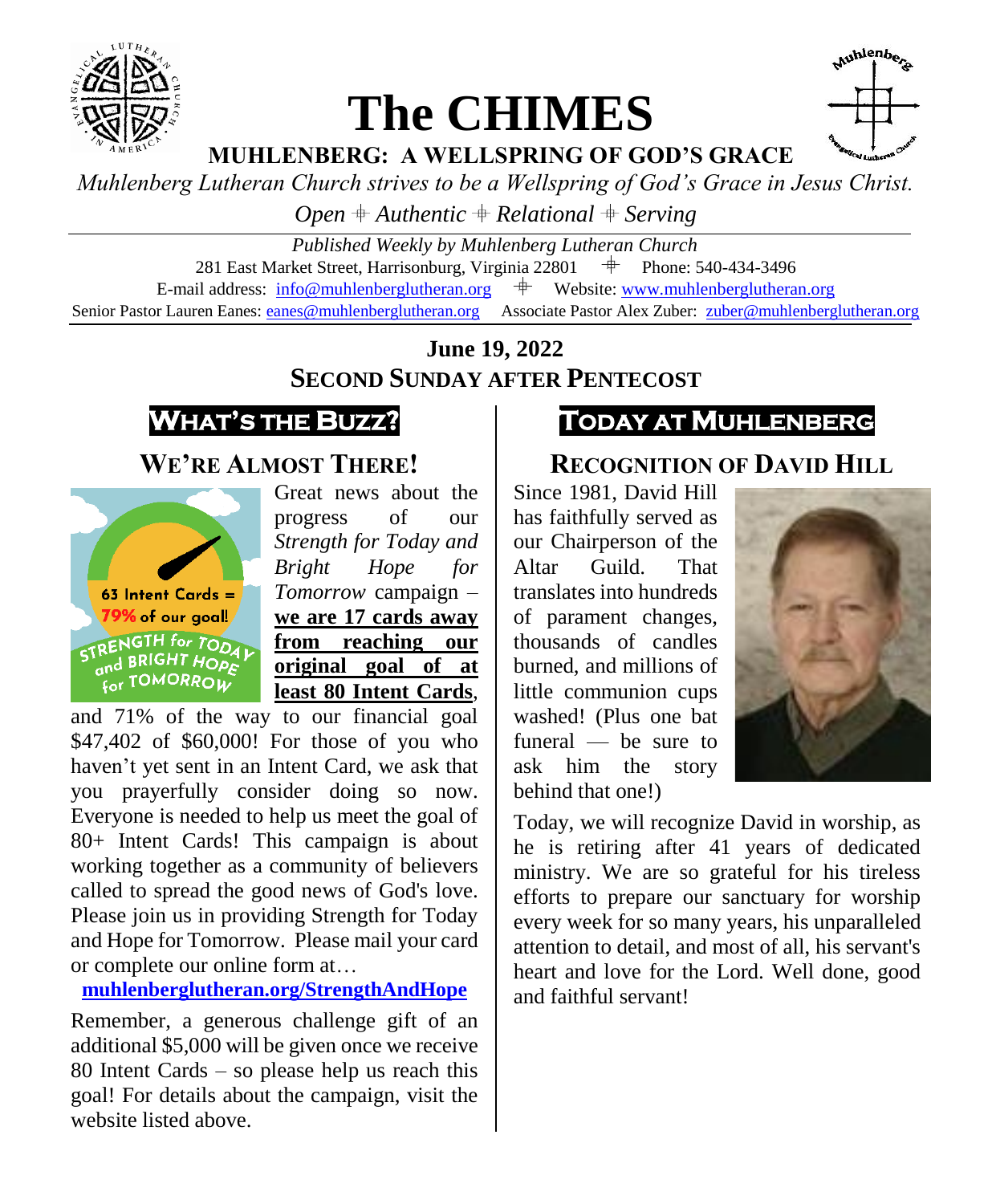# The CHIMES

## MUHLENBERG: A WELLSPRING OF GOD'S GRACE

*Muhlenberg Lutheran Church strives to be a Wellspring of God's Grace in Jesus Christ.*

*Open ⁜ Authentic ⁜ Relational ⁜ Serving*

*Published Weekly by Muhlenberg Lutheran Church*

281 East Market Street, Harrisonburg, Virginia 22801 ⁜ Phone: 540-434-3496

E-mail address: info@muhlenberglutheran.org ⁜ Website: www.muhlenberglutheran.org

Senior Pastor Lauren Eanes: eanes@muhlenberglutheran.org Associate Pastor Alex Zuber: zuber@muhlenberglutheran.org

**June 19, 2022**

**SECOND SUNDAY AFTER PENTECOST**

## WHAT'S THE BUZZ?

### WE'RE ALMOST THERE!

63 Intent Cards = 79% of our goal! STRENGTH for TODAY and BRIGHT HOPE for TOMORROW

Great news about the progress of our *Strength for Today and Bright Hope for Tomorrow* campaign – **we are 17 cards away from reaching our original goal of at least 80 Intent Cards**, and 71% of the way to our financial goal $47,402 of $60,000! For those of you who haven't yet sent in an Intent Card, we ask that you prayerfully consider doing so now. Everyone is needed to help us meet the goal of 80+ Intent Cards! This campaign is about working together as a community of believers called to spread the good news of God's love. Please join us in providing Strength for Today and Hope for Tomorrow. Please mail your card or complete our online form at…

**muhlenberglutheran.org/StrengthAndHope**

Remember, a generous challenge gift of an additional $5,000 will be given once we receive 80 Intent Cards – so please help us reach this goal! For details about the campaign, visit the website listed above.

## TODAY AT MUHLENBERG

### RECOGNITION OF DAVID HILL

Since 1981, David Hill has faithfully served as our Chairperson of the Altar Guild. That translates into hundreds of parament changes, thousands of candles burned, and millions of little communion cups washed! (Plus one bat funeral — be sure to ask him the story behind that one!)

Today, we will recognize David in worship, as he is retiring after 41 years of dedicated ministry. We are so grateful for his tireless efforts to prepare our sanctuary for worship every week for so many years, his unparalleled attention to detail, and most of all, his servant's heart and love for the Lord. Well done, good and faithful servant!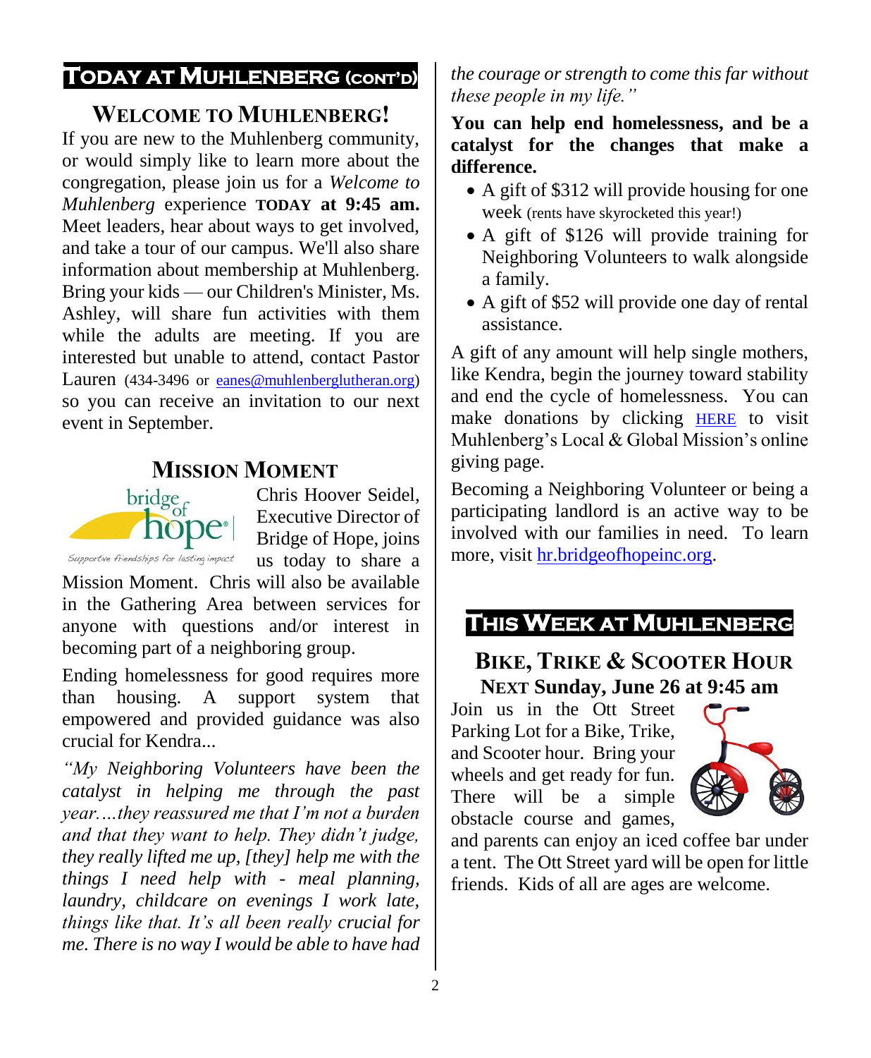# TODAY AT MUHLENBERG (CONT'D)

## WELCOME TO MUHLENBERG!

If you are new to the Muhlenberg community, or would simply like to learn more about the congregation, please join us for a *Welcome to Muhlenberg* experience **TODAY at 9:45 am.** Meet leaders, hear about ways to get involved, and take a tour of our campus. We'll also share information about membership at Muhlenberg. Bring your kids — our Children's Minister, Ms. Ashley, will share fun activities with them while the adults are meeting. If you are interested but unable to attend, contact Pastor Lauren (434-3496 or eanes@muhlenberglutheran.org) so you can receive an invitation to our next event in September.

## MISSION MOMENT

bridge of hope

Supportive friendships for lasting impact

Chris Hoover Seidel, Executive Director of Bridge of Hope, joins us today to share a Mission Moment. Chris will also be available in the Gathering Area between services for anyone with questions and/or interest in becoming part of a neighboring group.

Ending homelessness for good requires more than housing. A support system that empowered and provided guidance was also crucial for Kendra...

*"My Neighboring Volunteers have been the catalyst in helping me through the past year….they reassured me that I'm not a burden and that they want to help. They didn't judge, they really lifted me up, [they] help me with the things I need help with - meal planning, laundry, childcare on evenings I work late, things like that. It's all been really crucial for me. There is no way I would be able to have had the courage or strength to come this far without these people in my life."*

**You can help end homelessness, and be a catalyst for the changes that make a difference.**

- A gift of $312 will provide housing for one week (rents have skyrocketed this year!)
- A gift of $126 will provide training for Neighboring Volunteers to walk alongside a family.
- A gift of $52 will provide one day of rental assistance.

A gift of any amount will help single mothers, like Kendra, begin the journey toward stability and end the cycle of homelessness. You can make donations by clicking HERE to visit Muhlenberg's Local & Global Mission's online giving page.

Becoming a Neighboring Volunteer or being a participating landlord is an active way to be involved with our families in need. To learn more, visit hr.bridgeofhopeinc.org.

# THIS WEEK AT MUHLENBERG

## BIKE, TRIKE & SCOOTER HOUR

**NEXT Sunday, June 26 at 9:45 am**

Join us in the Ott Street Parking Lot for a Bike, Trike, and Scooter hour. Bring your wheels and get ready for fun. There will be a simple obstacle course and games, and parents can enjoy an iced coffee bar under a tent. The Ott Street yard will be open for little friends. Kids of all are ages are welcome.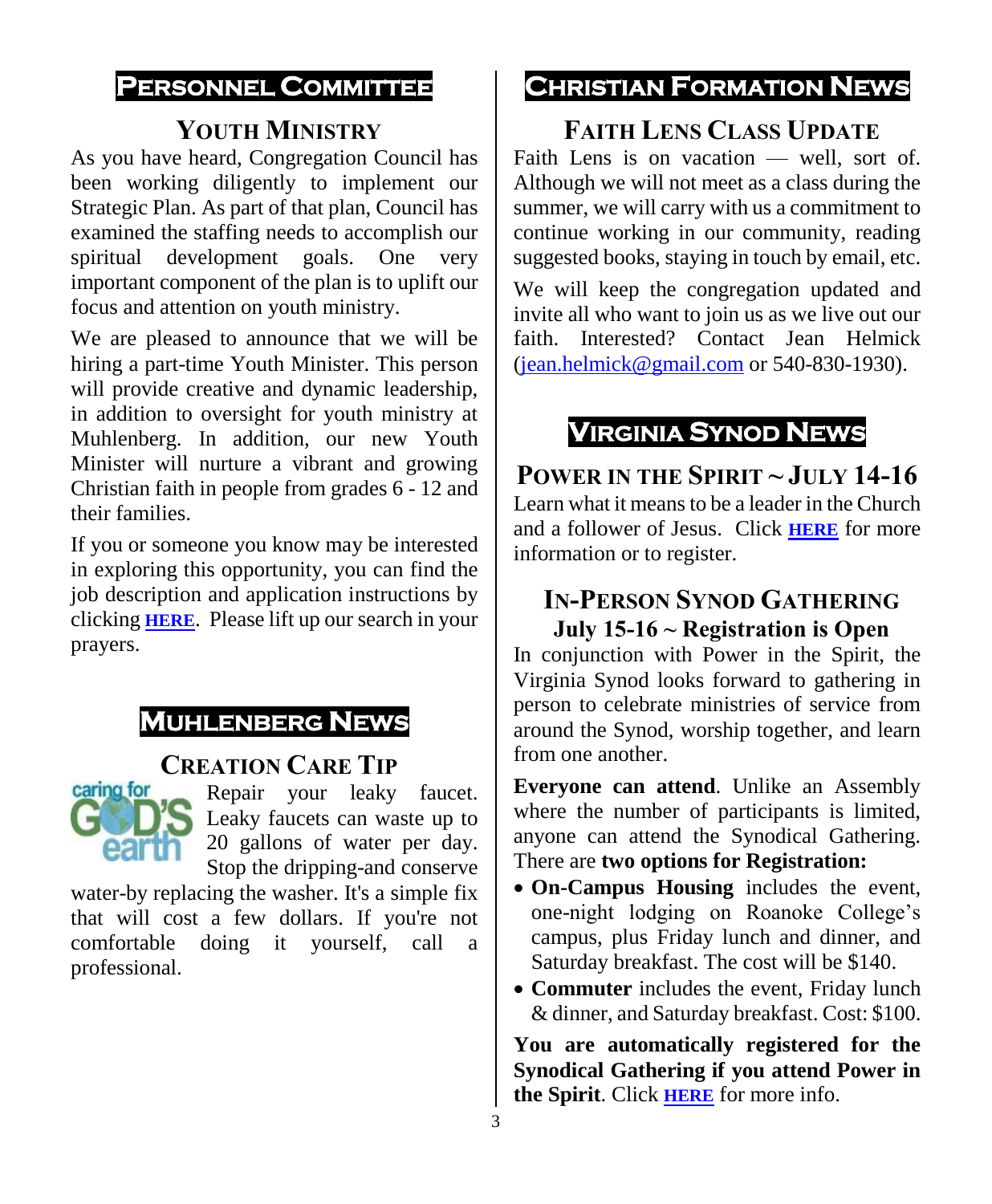# PERSONNEL COMMITTEE

## YOUTH MINISTRY

As you have heard, Congregation Council has been working diligently to implement our Strategic Plan. As part of that plan, Council has examined the staffing needs to accomplish our spiritual development goals. One very important component of the plan is to uplift our focus and attention on youth ministry.

We are pleased to announce that we will be hiring a part-time Youth Minister. This person will provide creative and dynamic leadership, in addition to oversight for youth ministry at Muhlenberg. In addition, our new Youth Minister will nurture a vibrant and growing Christian faith in people from grades 6 - 12 and their families.

If you or someone you know may be interested in exploring this opportunity, you can find the job description and application instructions by clicking **HERE**. Please lift up our search in your prayers.

# MUHLENBERG NEWS

## CREATION CARE TIP

caring for GOD'S earth

Repair your leaky faucet. Leaky faucets can waste up to 20 gallons of water per day. Stop the dripping-and conserve water-by replacing the washer. It's a simple fix that will cost a few dollars. If you're not comfortable doing it yourself, call a professional.

# CHRISTIAN FORMATION NEWS

## FAITH LENS CLASS UPDATE

Faith Lens is on vacation — well, sort of. Although we will not meet as a class during the summer, we will carry with us a commitment to continue working in our community, reading suggested books, staying in touch by email, etc.

We will keep the congregation updated and invite all who want to join us as we live out our faith. Interested? Contact Jean Helmick (jean.helmick@gmail.com or 540-830-1930).

# VIRGINIA SYNOD NEWS

## POWER IN THE SPIRIT ~ JULY 14-16

Learn what it means to be a leader in the Church and a follower of Jesus. Click **HERE** for more information or to register.

## IN-PERSON SYNOD GATHERING
## July 15-16 ~ Registration is Open

In conjunction with Power in the Spirit, the Virginia Synod looks forward to gathering in person to celebrate ministries of service from around the Synod, worship together, and learn from one another.

**Everyone can attend**. Unlike an Assembly where the number of participants is limited, anyone can attend the Synodical Gathering. There are **two options for Registration:**

- **On-Campus Housing** includes the event, one-night lodging on Roanoke College's campus, plus Friday lunch and dinner, and Saturday breakfast. The cost will be $140.
- **Commuter** includes the event, Friday lunch & dinner, and Saturday breakfast. Cost: $100.

**You are automatically registered for the Synodical Gathering if you attend Power in the Spirit**. Click **HERE** for more info.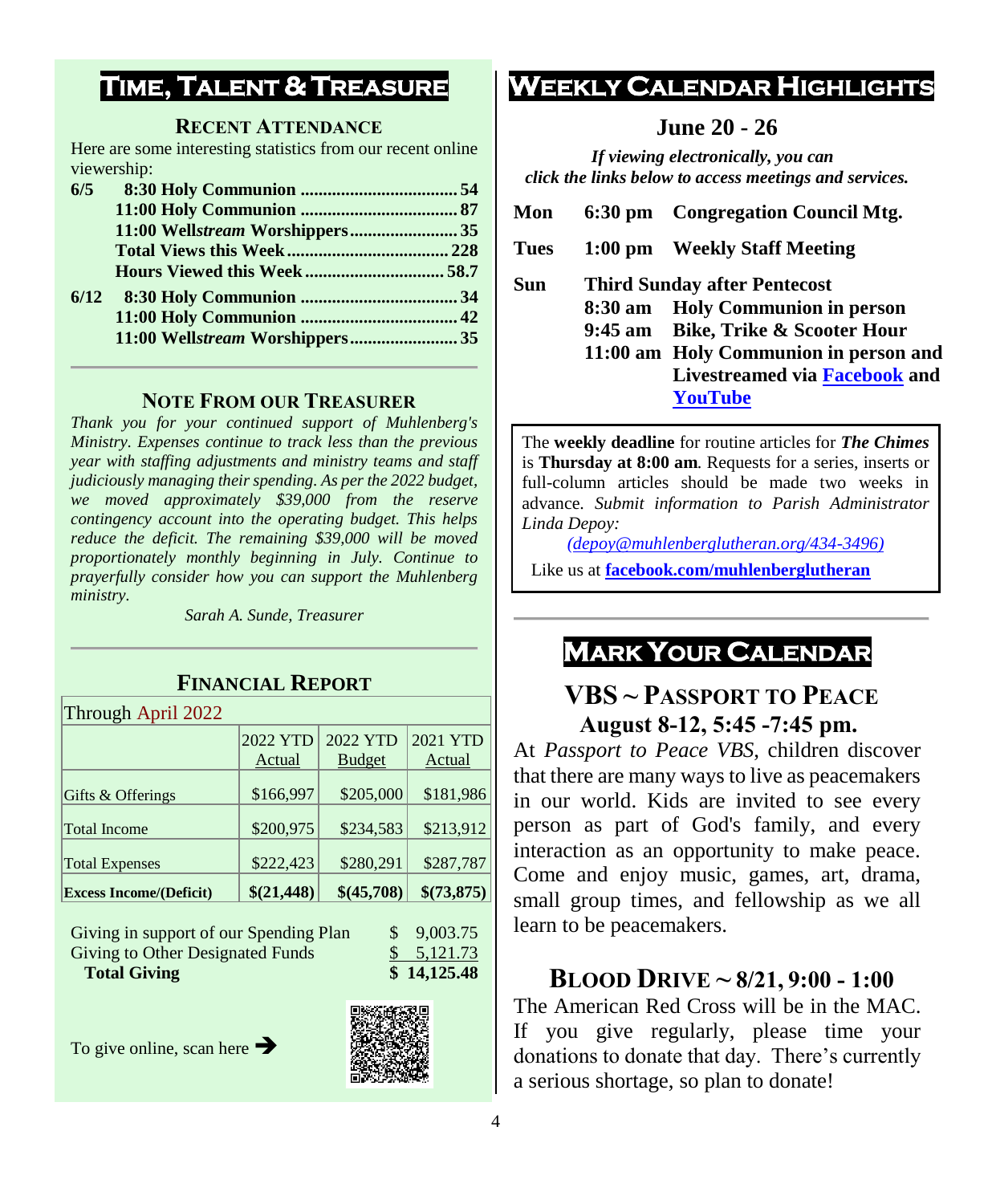# Time, Talent & Treasure

### Recent Attendance

Here are some interesting statistics from our recent online viewership:

**6/5** **8:30 Holy Communion .................. 54**
**11:00 Holy Communion .................. 87**
**11:00 Well*stream* Worshippers .................. 35**
**Total Views this Week .................. 228**
**Hours Viewed this Week .................. 58.7**

**6/12** **8:30 Holy Communion .................. 34**
**11:00 Holy Communion .................. 42**
**11:00 Well*stream* Worshippers .................. 35**

### Note From our Treasurer

*Thank you for your continued support of Muhlenberg's Ministry. Expenses continue to track less than the previous year with staffing adjustments and ministry teams and staff judiciously managing their spending. As per the 2022 budget, we moved approximately $39,000 from the reserve contingency account into the operating budget. This helps reduce the deficit. The remaining $39,000 will be moved proportionately monthly beginning in July. Continue to prayerfully consider how you can support the Muhlenberg ministry.*

*Sarah A. Sunde, Treasurer*

### Financial Report

| Through April 2022 | 2022 YTD Actual | 2022 YTD Budget | 2021 YTD Actual |
|---|---|---|---|
| Gifts & Offerings | $166,997 | $205,000 | $181,986 |
| Total Income | $200,975 | $234,583 | $213,912 |
| Total Expenses | $222,423 | $280,291 | $287,787 |
| **Excess Income/(Deficit)** | **$(21,448)** | **$(45,708)** | **$(73,875)** |

| | |
|---|---|
| Giving in support of our Spending Plan | $ 9,003.75 |
| Giving to Other Designated Funds | $ 5,121.73 |
| **Total Giving** | **$ 14,125.48** |

To give online, scan here ➔

# Weekly Calendar Highlights

## June 20 - 26

***If viewing electronically, you can click the links below to access meetings and services.***

**Mon** **6:30 pm** **Congregation Council Mtg.**

**Tues** **1:00 pm** **Weekly Staff Meeting**

**Sun** **Third Sunday after Pentecost**
**8:30 am** **Holy Communion in person**
**9:45 am** **Bike, Trike & Scooter Hour**
**11:00 am** **Holy Communion in person and Livestreamed via Facebook and YouTube**

The **weekly deadline** for routine articles for ***The Chimes*** is **Thursday at 8:00 am**. Requests for a series, inserts or full-column articles should be made two weeks in advance. *Submit information to Parish Administrator Linda Depoy:*

*(depoy@muhlenberglutheran.org/434-3496)*

Like us at **facebook.com/muhlenberglutheran**

# Mark Your Calendar

## VBS ~ Passport to Peace
### August 8-12, 5:45 -7:45 pm.

At *Passport to Peace VBS*, children discover that there are many ways to live as peacemakers in our world. Kids are invited to see every person as part of God's family, and every interaction as an opportunity to make peace. Come and enjoy music, games, art, drama, small group times, and fellowship as we all learn to be peacemakers.

## Blood Drive ~ 8/21, 9:00 - 1:00

The American Red Cross will be in the MAC. If you give regularly, please time your donations to donate that day. There's currently a serious shortage, so plan to donate!